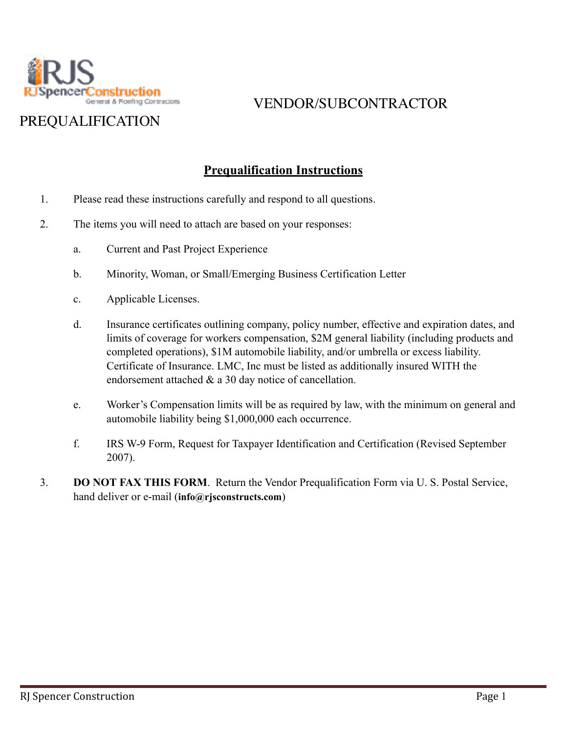RJS
RJ Spencer Construction
General & Roofing Contractors

# VENDOR/SUBCONTRACTOR PREQUALIFICATION

## Prequalification Instructions

1. Please read these instructions carefully and respond to all questions.

2. The items you will need to attach are based on your responses:

   a. Current and Past Project Experience

   b. Minority, Woman, or Small/Emerging Business Certification Letter

   c. Applicable Licenses.

   d. Insurance certificates outlining company, policy number, effective and expiration dates, and limits of coverage for workers compensation, $2M general liability (including products and completed operations), $1M automobile liability, and/or umbrella or excess liability. Certificate of Insurance. LMC, Inc must be listed as additionally insured WITH the endorsement attached & a 30 day notice of cancellation.

   e. Worker's Compensation limits will be as required by law, with the minimum on general and automobile liability being $1,000,000 each occurrence.

   f. IRS W-9 Form, Request for Taxpayer Identification and Certification (Revised September 2007).

3. **DO NOT FAX THIS FORM**. Return the Vendor Prequalification Form via U. S. Postal Service, hand deliver or e-mail (**info@rjsconstructs.com**)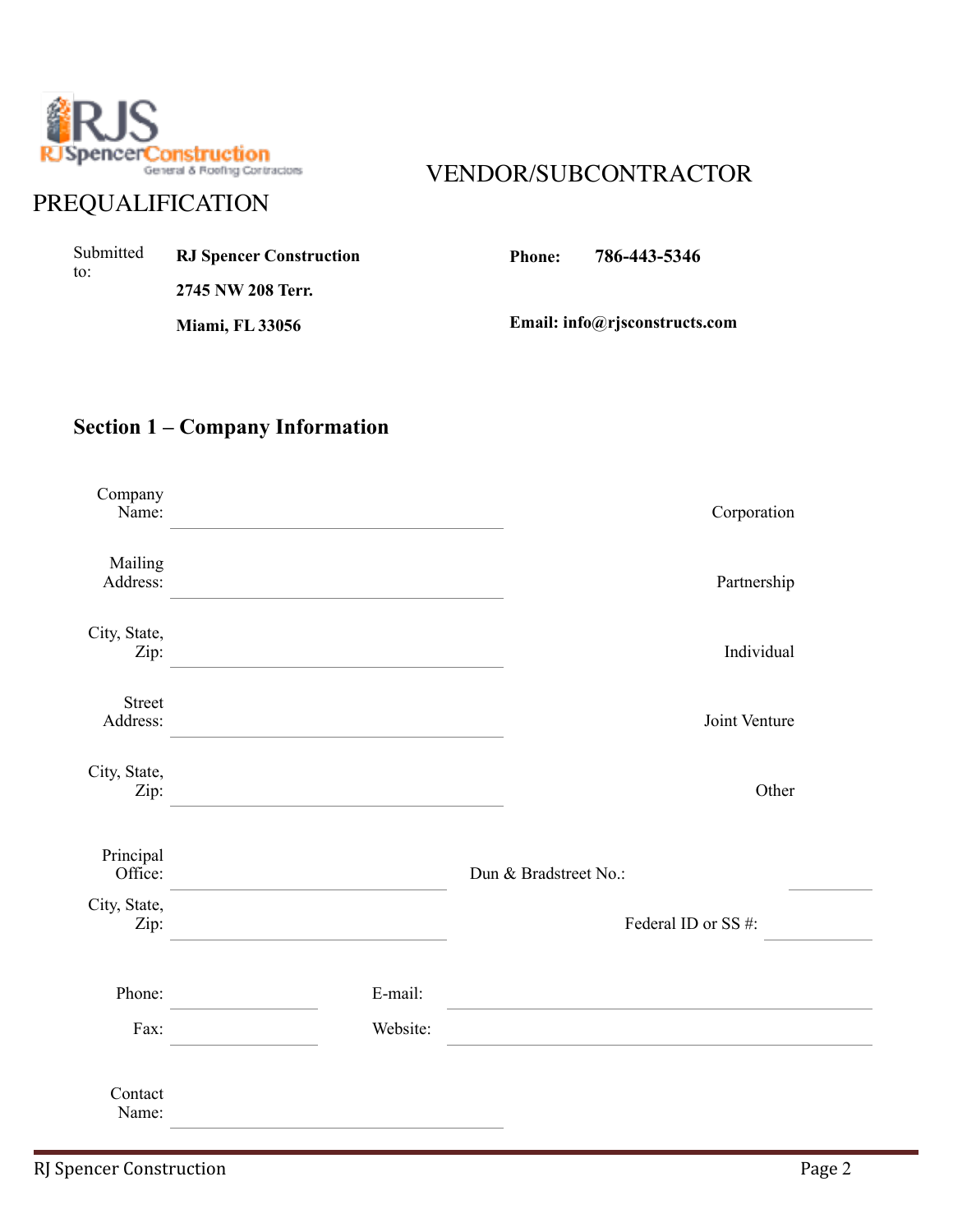RJS
RJ Spencer Construction
General & Roofing Contractors

# VENDOR/SUBCONTRACTOR PREQUALIFICATION

| Submitted to: | RJ Spencer Construction | **Phone:** | **786-443-5346** |
|---|---|---|---|
| | **2745 NW 208 Terr.** | | |
| | **Miami, FL 33056** | **Email: info@rjsconstructs.com** | |

## Section 1 – Company Information

Company Name: ______________________ Corporation

Mailing Address: ______________________ Partnership

City, State, Zip: ______________________ Individual

Street Address: ______________________ Joint Venture

City, State, Zip: ______________________ Other

Principal Office: ______________________ Dun & Bradstreet No.: __________

City, State, Zip: ______________________ Federal ID or SS #: __________

Phone: __________ E-mail: ______________________

Fax: __________ Website: ______________________

Contact Name: ______________________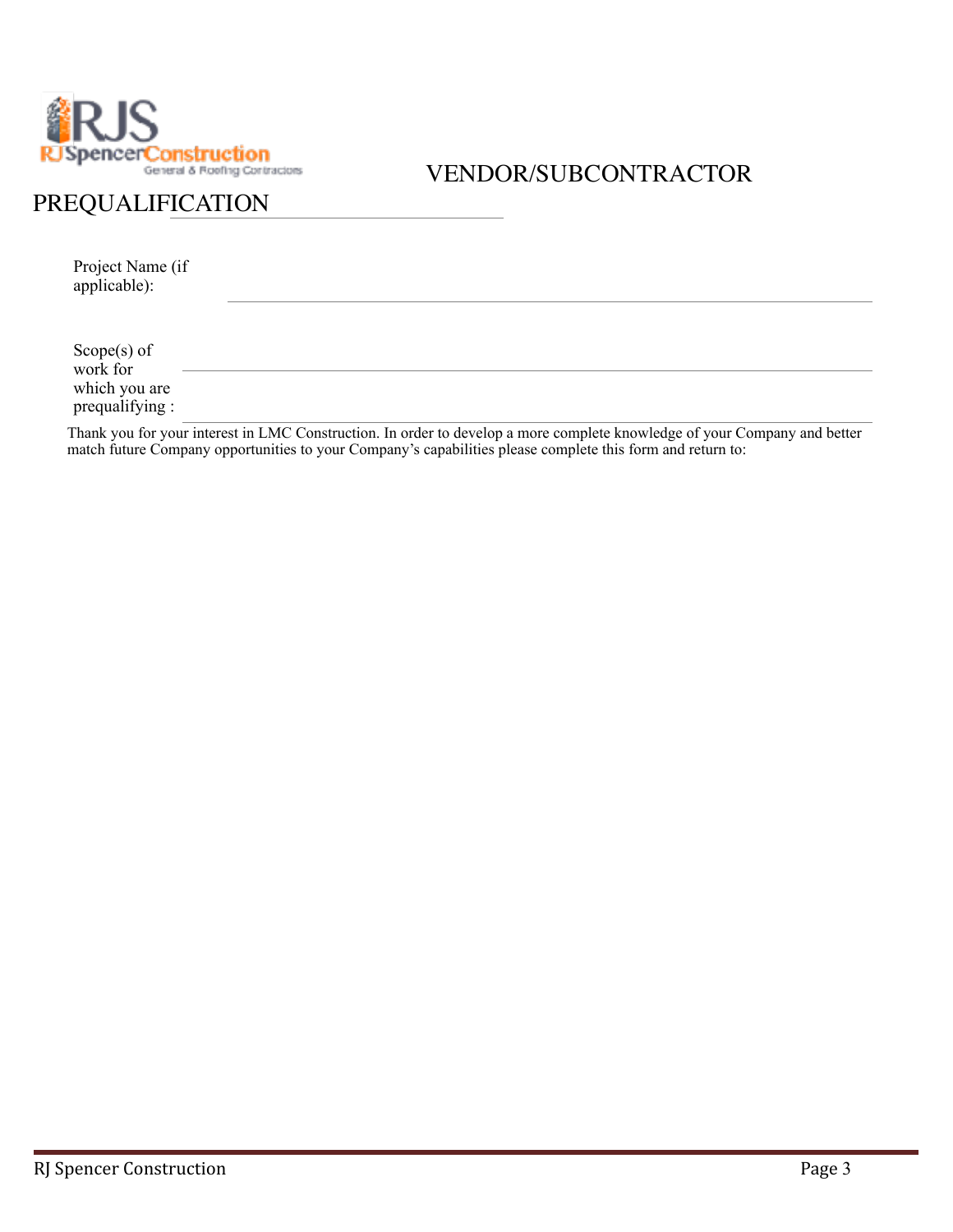# VENDOR/SUBCONTRACTOR PREQUALIFICATION

Project Name (if applicable): ______________________________

Scope(s) of work for which you are prequalifying : ______________________________

Thank you for your interest in LMC Construction. In order to develop a more complete knowledge of your Company and better match future Company opportunities to your Company's capabilities please complete this form and return to: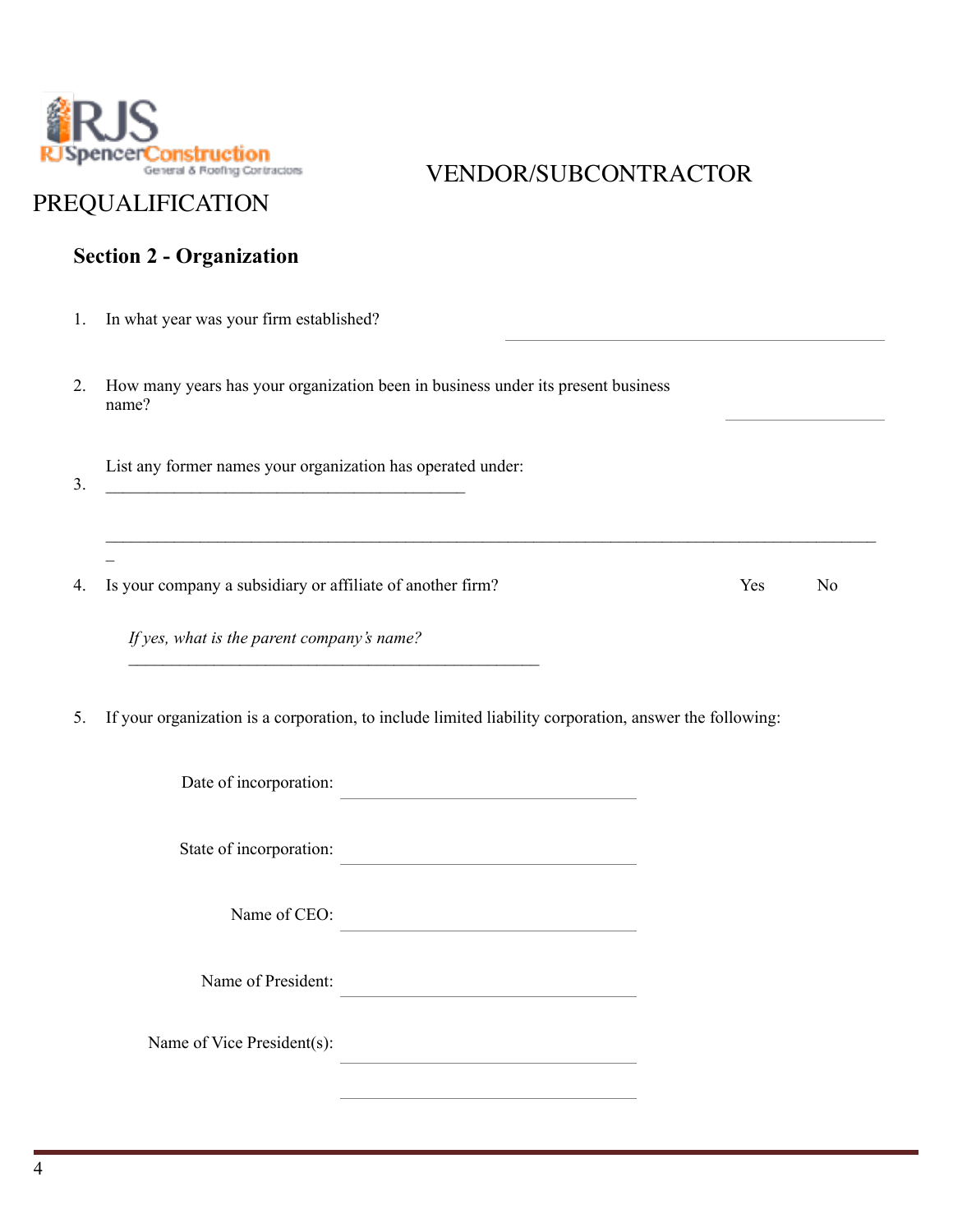VENDOR/SUBCONTRACTOR PREQUALIFICATION

## Section 2 - Organization

1. In what year was your firm established? ______________________

2. How many years has your organization been in business under its present business name? __________

3. List any former names your organization has operated under: ____________________________________________

   ______________________________________________________________________________________________

4. Is your company a subsidiary or affiliate of another firm? Yes No

   *If yes, what is the parent company's name?* ______________________________________________

5. If your organization is a corporation, to include limited liability corporation, answer the following:

   Date of incorporation: ______________________

   State of incorporation: ______________________

   Name of CEO: ______________________

   Name of President: ______________________

   Name of Vice President(s): ______________________

   ______________________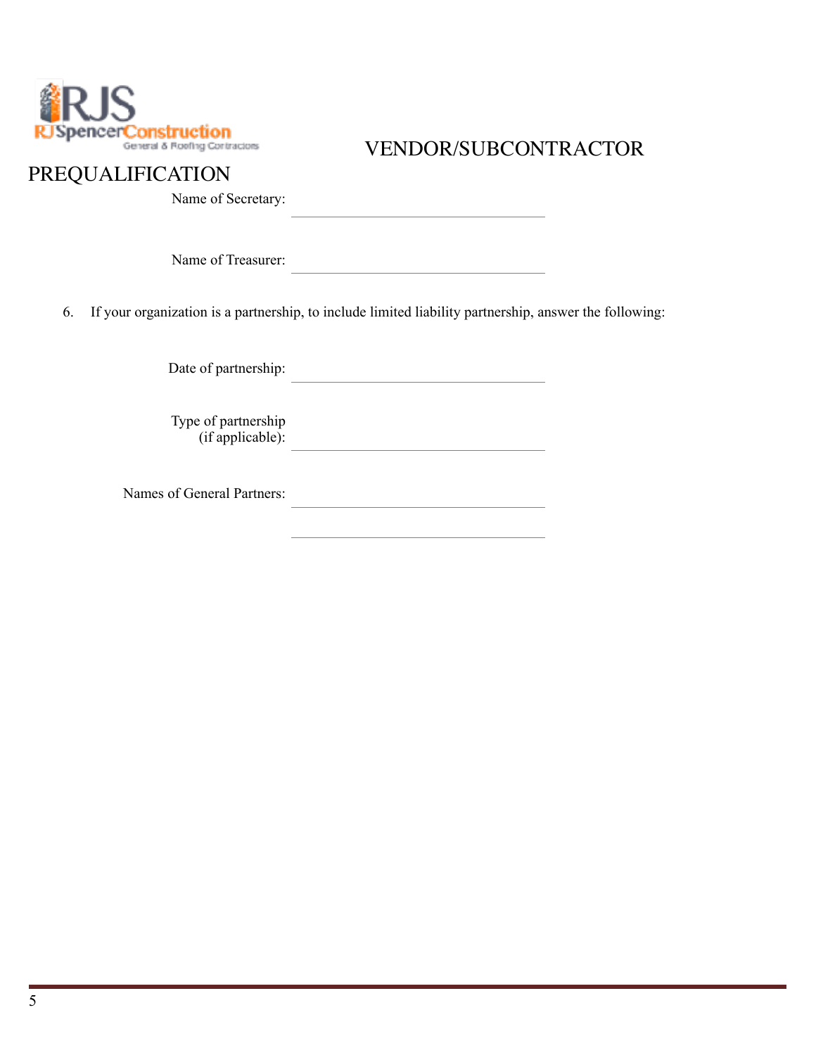# VENDOR/SUBCONTRACTOR PREQUALIFICATION

Name of Secretary: ______________________________

Name of Treasurer: ______________________________

6. If your organization is a partnership, to include limited liability partnership, answer the following:

Date of partnership: ______________________________

Type of partnership (if applicable): ______________________________

Names of General Partners: ______________________________

______________________________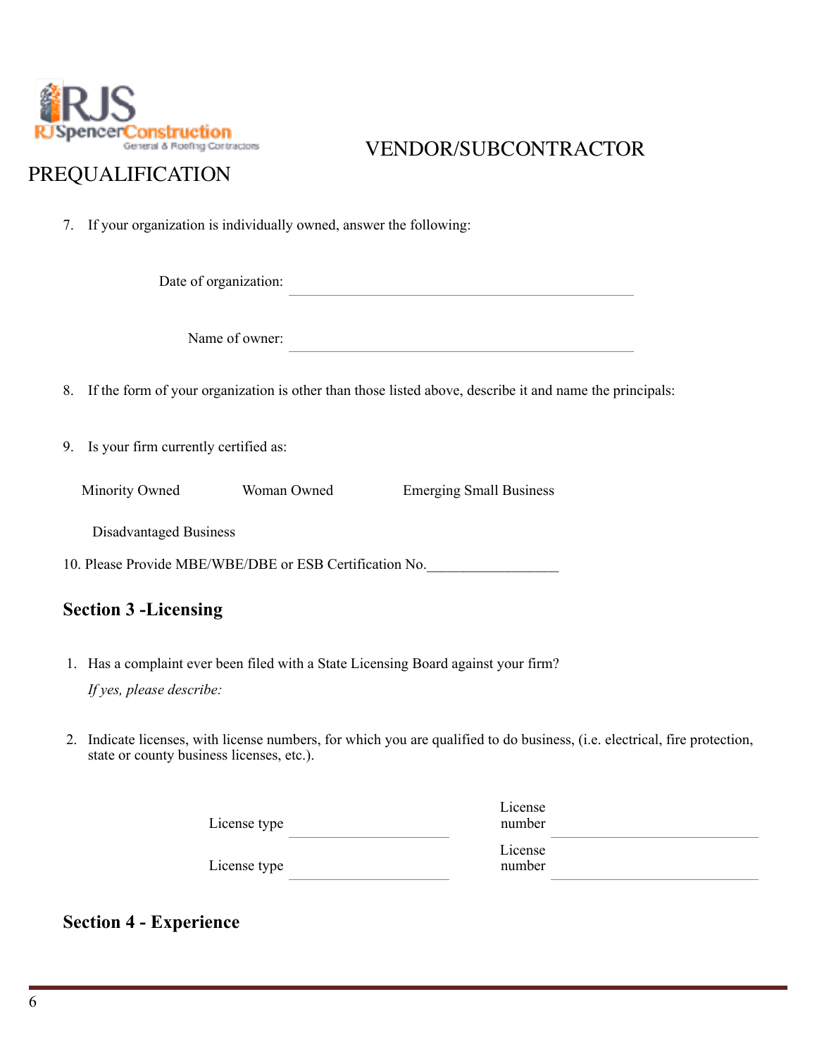VENDOR/SUBCONTRACTOR PREQUALIFICATION

7. If your organization is individually owned, answer the following:

   Date of organization: ______________________________

   Name of owner: ______________________________

8. If the form of your organization is other than those listed above, describe it and name the principals:

9. Is your firm currently certified as:

   Minority Owned     Woman Owned     Emerging Small Business

   Disadvantaged Business

10. Please Provide MBE/WBE/DBE or ESB Certification No.__________________

## Section 3 -Licensing

1. Has a complaint ever been filed with a State Licensing Board against your firm?

   *If yes, please describe:*

2. Indicate licenses, with license numbers, for which you are qualified to do business, (i.e. electrical, fire protection, state or county business licenses, etc.).

   License type ______________  License number ______________

   License type ______________  License number ______________

## Section 4 - Experience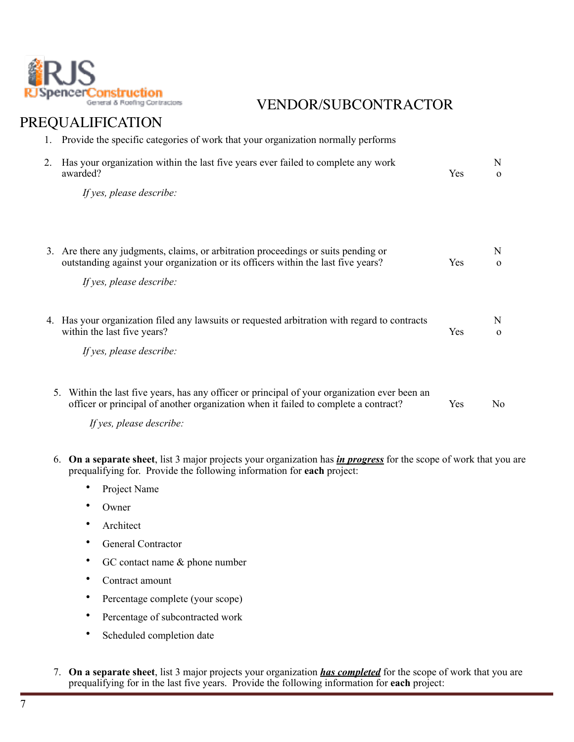# VENDOR/SUBCONTRACTOR PREQUALIFICATION

1. Provide the specific categories of work that your organization normally performs

2. Has your organization within the last five years ever failed to complete any work awarded? Yes No

   *If yes, please describe:*

3. Are there any judgments, claims, or arbitration proceedings or suits pending or outstanding against your organization or its officers within the last five years? Yes No

   *If yes, please describe:*

4. Has your organization filed any lawsuits or requested arbitration with regard to contracts within the last five years? Yes No

   *If yes, please describe:*

5. Within the last five years, has any officer or principal of your organization ever been an officer or principal of another organization when it failed to complete a contract? Yes No

   *If yes, please describe:*

6. **On a separate sheet**, list 3 major projects your organization has ***in progress*** for the scope of work that you are prequalifying for. Provide the following information for **each** project:
   - Project Name
   - Owner
   - Architect
   - General Contractor
   - GC contact name & phone number
   - Contract amount
   - Percentage complete (your scope)
   - Percentage of subcontracted work
   - Scheduled completion date

7. **On a separate sheet**, list 3 major projects your organization ***has completed*** for the scope of work that you are prequalifying for in the last five years. Provide the following information for **each** project: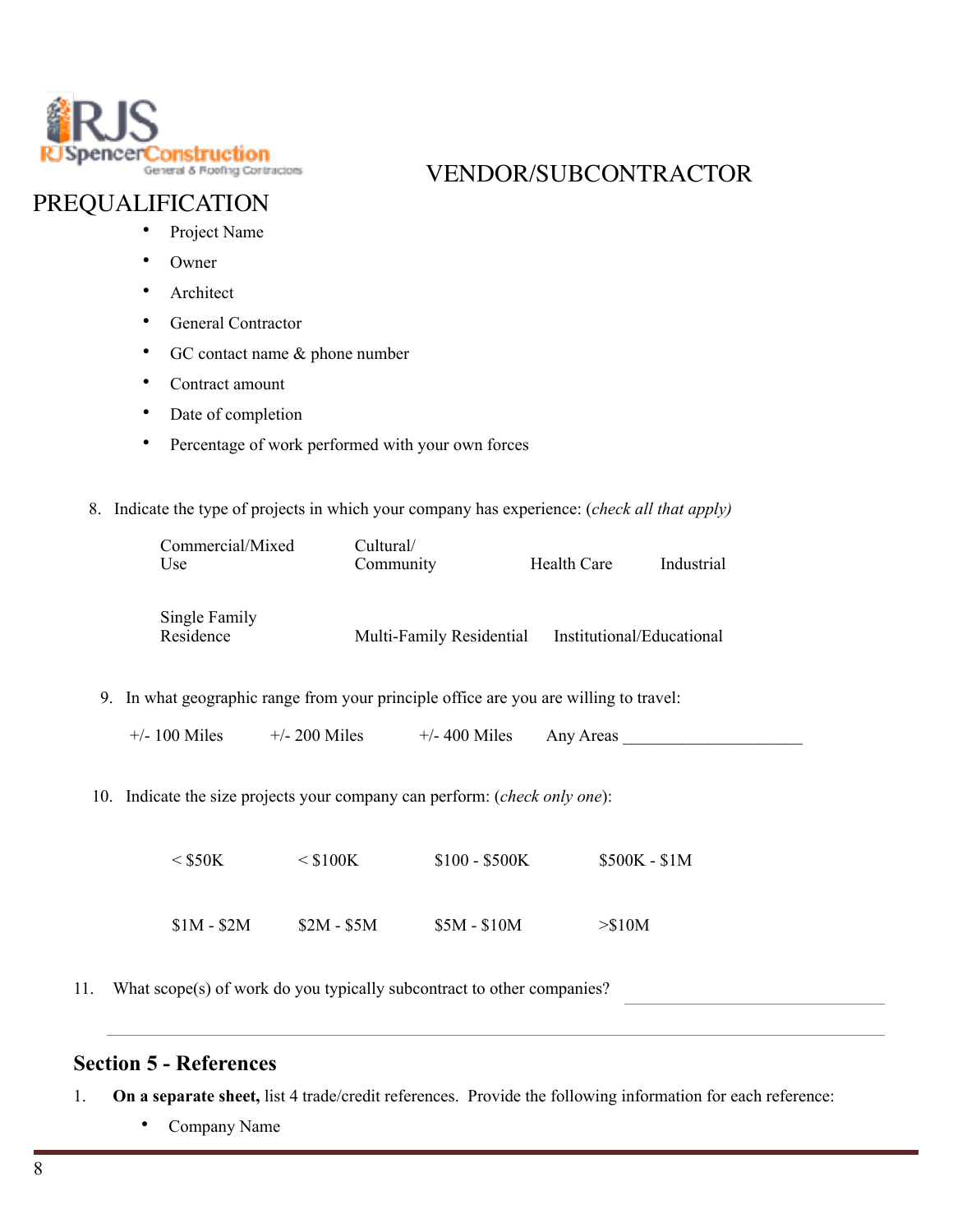VENDOR/SUBCONTRACTOR PREQUALIFICATION

- Project Name
- Owner
- Architect
- General Contractor
- GC contact name & phone number
- Contract amount
- Date of completion
- Percentage of work performed with your own forces

8. Indicate the type of projects in which your company has experience: (*check all that apply)*

   | | | | |
   |---|---|---|---|
   | Commercial/Mixed Use | Cultural/ Community | Health Care | Industrial |
   | Single Family Residence | Multi-Family Residential | Institutional/Educational | |

9. In what geographic range from your principle office are you are willing to travel:

   +/- 100 Miles   +/- 200 Miles   +/- 400 Miles   Any Areas ____________________

10. Indicate the size projects your company can perform: (*check only one*):

    | | | | |
    |---|---|---|---|
    | < $50K | < $100K | $100 - $500K | $500K - $1M |
    | $1M - $2M | $2M - $5M | $5M - $10M | >$10M |

11. What scope(s) of work do you typically subcontract to other companies? ____________________

____________________________________________________________

## Section 5 - References

1. **On a separate sheet,** list 4 trade/credit references. Provide the following information for each reference:
   - Company Name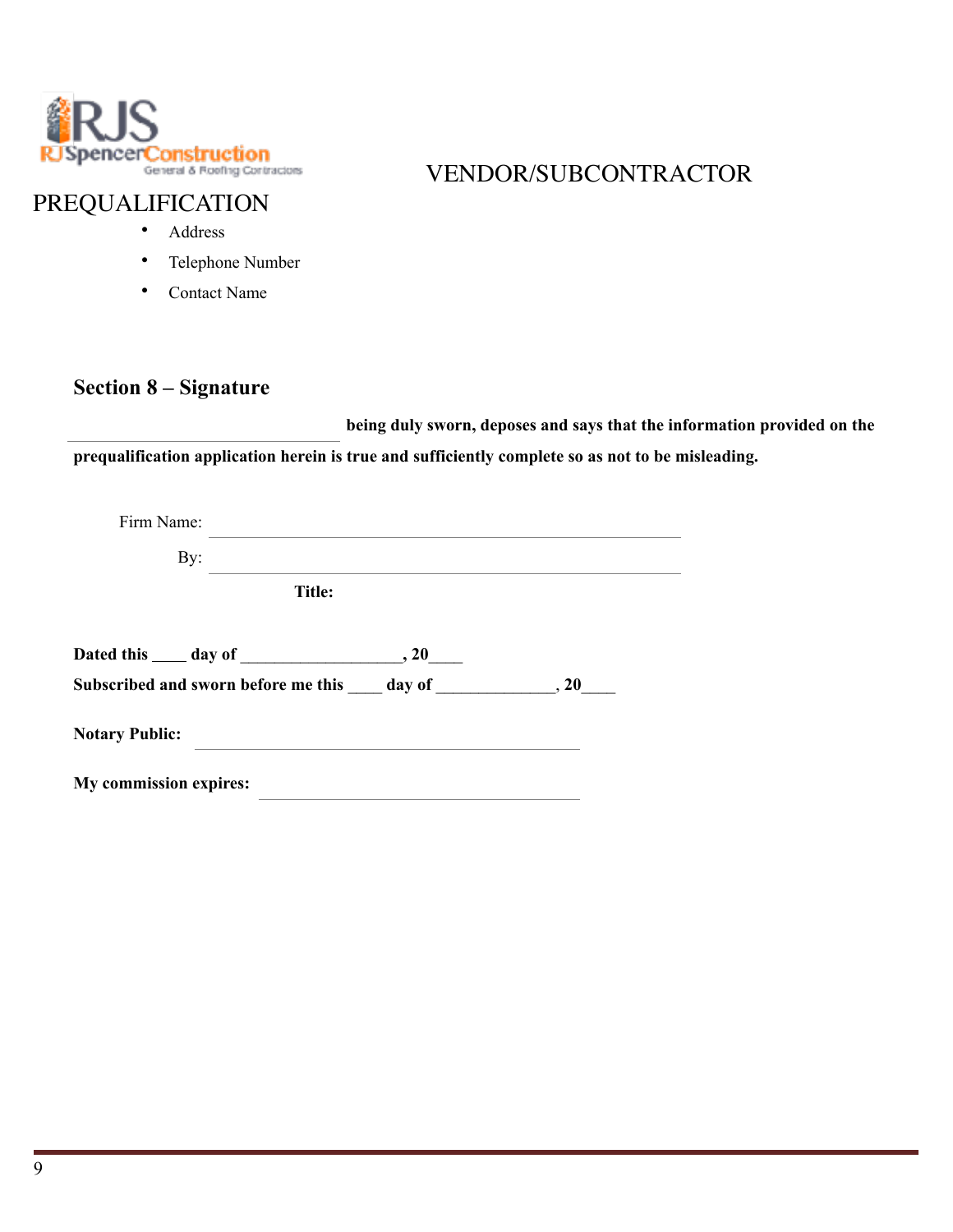VENDOR/SUBCONTRACTOR

PREQUALIFICATION

- Address
- Telephone Number
- Contact Name

## Section 8 – Signature

_______________________________ **being duly sworn, deposes and says that the information provided on the prequalification application herein is true and sufficiently complete so as not to be misleading.**

Firm Name: _______________________________________________

By: _______________________________________________

**Title:**

**Dated this ____ day of __________________, 20____**

**Subscribed and sworn before me this ____ day of _____________, 20____**

**Notary Public:** _______________________________________

**My commission expires:** _______________________________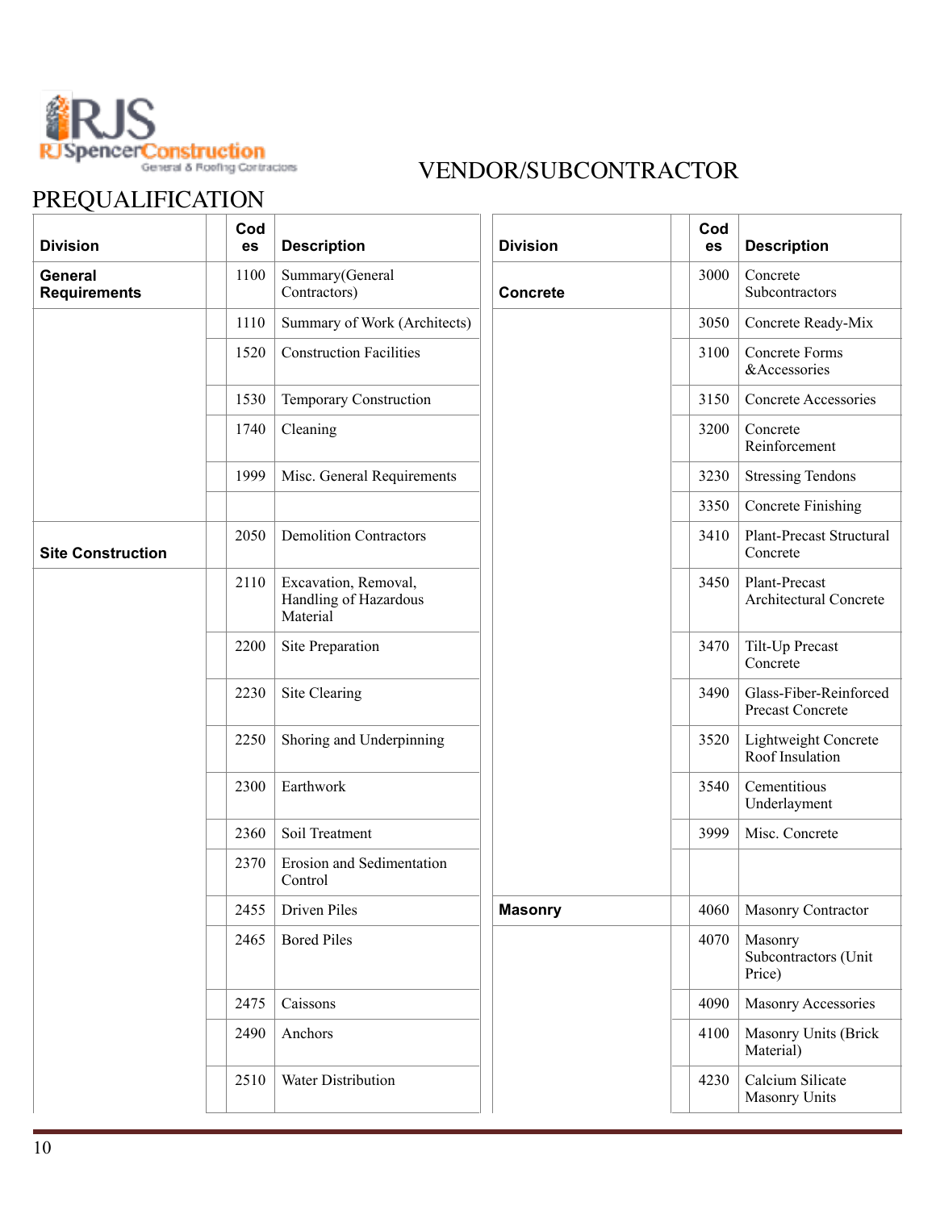RJS RJSpencerConstruction General & Roofing Contractors

# VENDOR/SUBCONTRACTOR PREQUALIFICATION

| Division | | Codes | Description |
|---|---|---|---|
| **General Requirements** | | 1100 | Summary(General Contractors) |
| | | 1110 | Summary of Work (Architects) |
| | | 1520 | Construction Facilities |
| | | 1530 | Temporary Construction |
| | | 1740 | Cleaning |
| | | 1999 | Misc. General Requirements |
| | | | |
| **Site Construction** | | 2050 | Demolition Contractors |
| | | 2110 | Excavation, Removal, Handling of Hazardous Material |
| | | 2200 | Site Preparation |
| | | 2230 | Site Clearing |
| | | 2250 | Shoring and Underpinning |
| | | 2300 | Earthwork |
| | | 2360 | Soil Treatment |
| | | 2370 | Erosion and Sedimentation Control |
| | | 2455 | Driven Piles |
| | | 2465 | Bored Piles |
| | | 2475 | Caissons |
| | | 2490 | Anchors |
| | | 2510 | Water Distribution |

| Division | | Codes | Description |
|---|---|---|---|
| **Concrete** | | 3000 | Concrete Subcontractors |
| | | 3050 | Concrete Ready-Mix |
| | | 3100 | Concrete Forms &Accessories |
| | | 3150 | Concrete Accessories |
| | | 3200 | Concrete Reinforcement |
| | | 3230 | Stressing Tendons |
| | | 3350 | Concrete Finishing |
| | | 3410 | Plant-Precast Structural Concrete |
| | | 3450 | Plant-Precast Architectural Concrete |
| | | 3470 | Tilt-Up Precast Concrete |
| | | 3490 | Glass-Fiber-Reinforced Precast Concrete |
| | | 3520 | Lightweight Concrete Roof Insulation |
| | | 3540 | Cementitious Underlayment |
| | | 3999 | Misc. Concrete |
| | | | |
| **Masonry** | | 4060 | Masonry Contractor |
| | | 4070 | Masonry Subcontractors (Unit Price) |
| | | 4090 | Masonry Accessories |
| | | 4100 | Masonry Units (Brick Material) |
| | | 4230 | Calcium Silicate Masonry Units |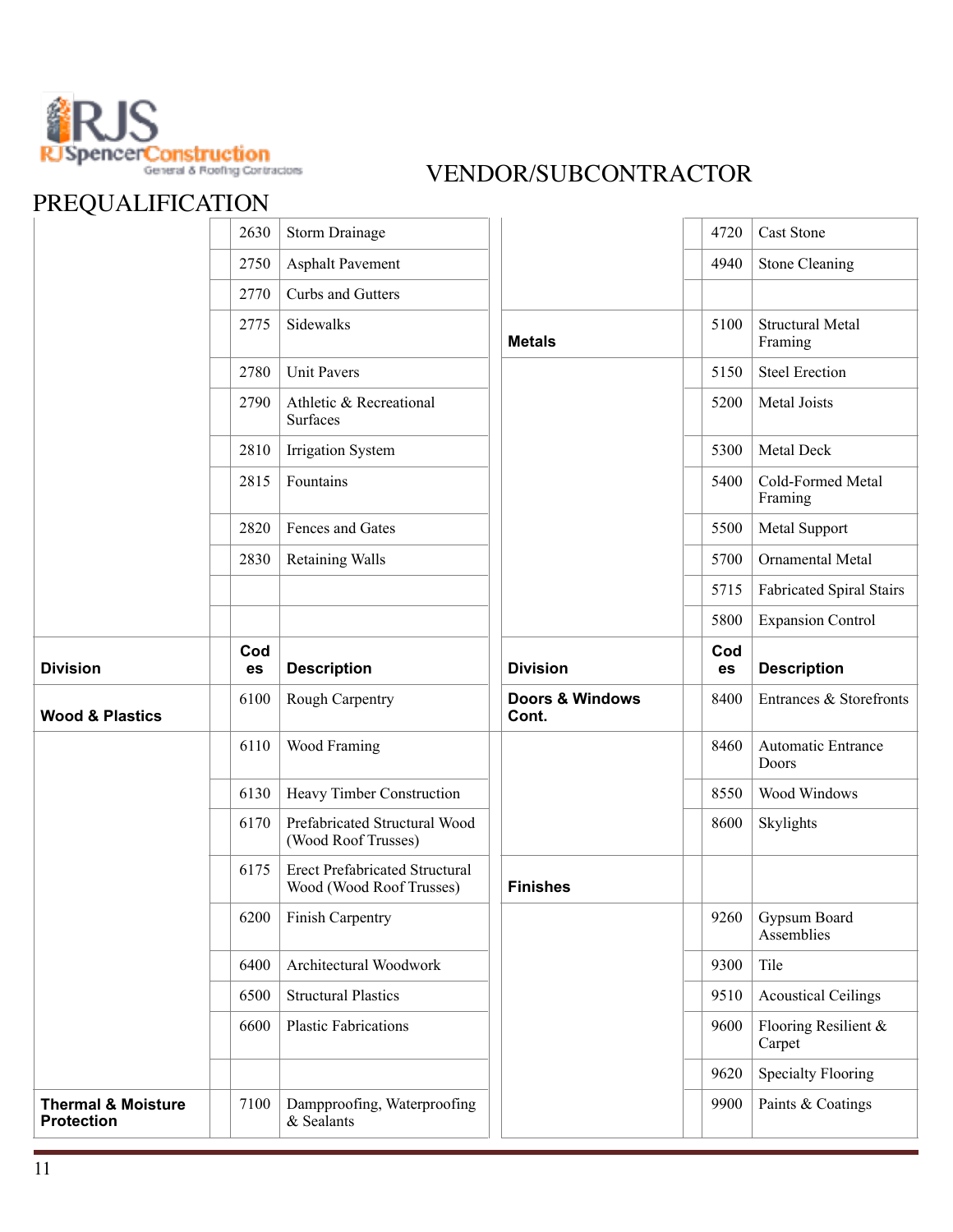RJS RJSpencerConstruction General & Roofing Contractors

# VENDOR/SUBCONTRACTOR PREQUALIFICATION

| Division | | Codes | Description |
|---|---|---|---|
| | | 2630 | Storm Drainage |
| | | 2750 | Asphalt Pavement |
| | | 2770 | Curbs and Gutters |
| | | 2775 | Sidewalks |
| | | 2780 | Unit Pavers |
| | | 2790 | Athletic & Recreational Surfaces |
| | | 2810 | Irrigation System |
| | | 2815 | Fountains |
| | | 2820 | Fences and Gates |
| | | 2830 | Retaining Walls |
| | | | |
| | | | |

| Division | | Codes | Description |
|---|---|---|---|
| | | 4720 | Cast Stone |
| | | 4940 | Stone Cleaning |
| | | | |
| **Metals** | | 5100 | Structural Metal Framing |
| | | 5150 | Steel Erection |
| | | 5200 | Metal Joists |
| | | 5300 | Metal Deck |
| | | 5400 | Cold-Formed Metal Framing |
| | | 5500 | Metal Support |
| | | 5700 | Ornamental Metal |
| | | 5715 | Fabricated Spiral Stairs |
| | | 5800 | Expansion Control |

| Division | | Codes | Description |
|---|---|---|---|
| **Wood & Plastics** | | 6100 | Rough Carpentry |
| | | 6110 | Wood Framing |
| | | 6130 | Heavy Timber Construction |
| | | 6170 | Prefabricated Structural Wood (Wood Roof Trusses) |
| | | 6175 | Erect Prefabricated Structural Wood (Wood Roof Trusses) |
| | | 6200 | Finish Carpentry |
| | | 6400 | Architectural Woodwork |
| | | 6500 | Structural Plastics |
| | | 6600 | Plastic Fabrications |
| | | | |
| **Thermal & Moisture Protection** | | 7100 | Dampproofing, Waterproofing & Sealants |

| Division | | Codes | Description |
|---|---|---|---|
| **Doors & Windows Cont.** | | 8400 | Entrances & Storefronts |
| | | 8460 | Automatic Entrance Doors |
| | | 8550 | Wood Windows |
| | | 8600 | Skylights |
| **Finishes** | | | |
| | | 9260 | Gypsum Board Assemblies |
| | | 9300 | Tile |
| | | 9510 | Acoustical Ceilings |
| | | 9600 | Flooring Resilient & Carpet |
| | | 9620 | Specialty Flooring |
| | | 9900 | Paints & Coatings |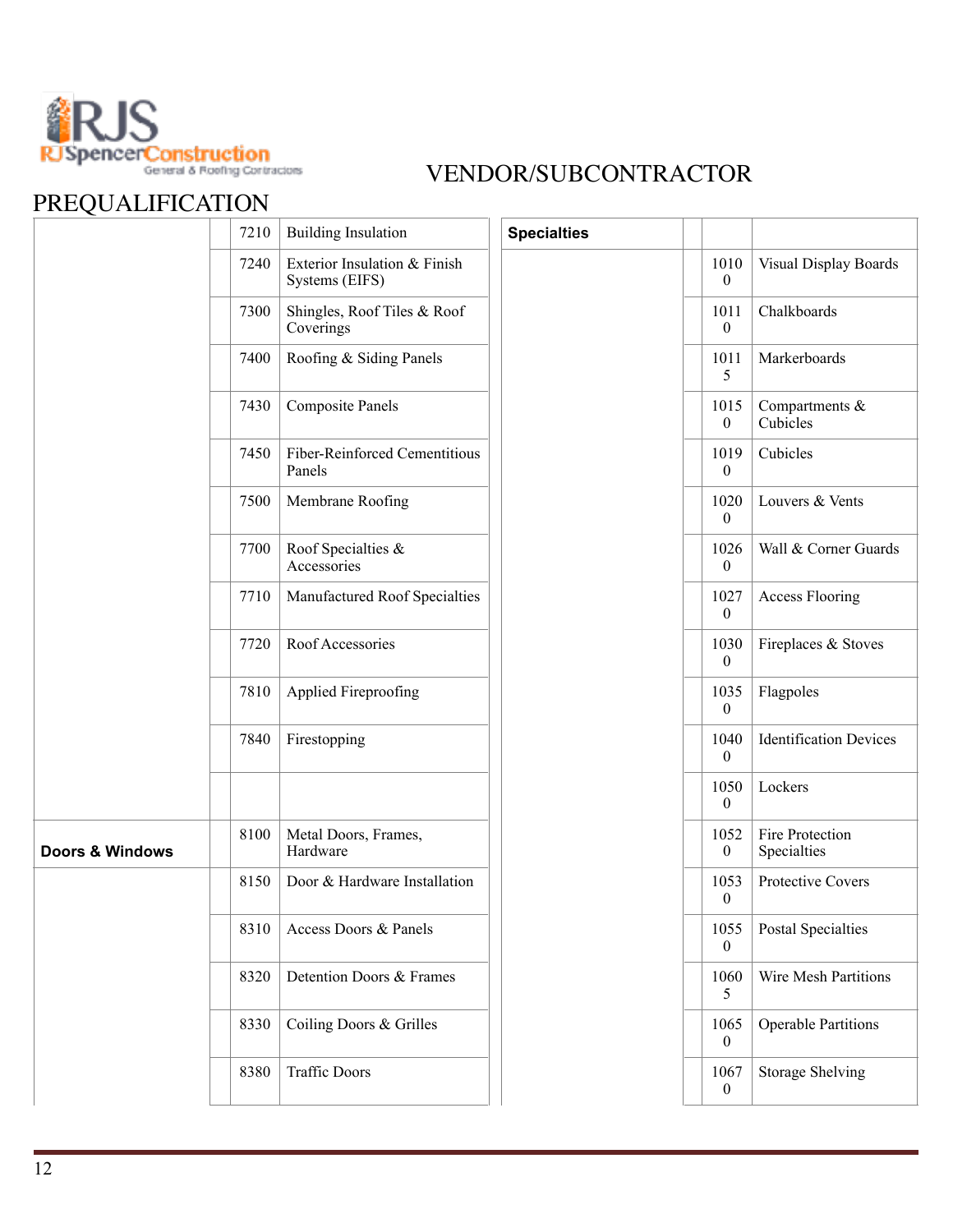RJS RJSpencerConstruction General & Roofing Contractors

# VENDOR/SUBCONTRACTOR PREQUALIFICATION

| | | | |
|---|---|---|---|
| | | 7210 | Building Insulation |
| | | 7240 | Exterior Insulation & Finish Systems (EIFS) |
| | | 7300 | Shingles, Roof Tiles & Roof Coverings |
| | | 7400 | Roofing & Siding Panels |
| | | 7430 | Composite Panels |
| | | 7450 | Fiber-Reinforced Cementitious Panels |
| | | 7500 | Membrane Roofing |
| | | 7700 | Roof Specialties & Accessories |
| | | 7710 | Manufactured Roof Specialties |
| | | 7720 | Roof Accessories |
| | | 7810 | Applied Fireproofing |
| | | 7840 | Firestopping |
| | | | |
| **Doors & Windows** | | 8100 | Metal Doors, Frames, Hardware |
| | | 8150 | Door & Hardware Installation |
| | | 8310 | Access Doors & Panels |
| | | 8320 | Detention Doors & Frames |
| | | 8330 | Coiling Doors & Grilles |
| | | 8380 | Traffic Doors |

| | | | |
|---|---|---|---|
| **Specialties** | | | |
| | | 10100 | Visual Display Boards |
| | | 10110 | Chalkboards |
| | | 10115 | Markerboards |
| | | 10150 | Compartments & Cubicles |
| | | 10190 | Cubicles |
| | | 10200 | Louvers & Vents |
| | | 10260 | Wall & Corner Guards |
| | | 10270 | Access Flooring |
| | | 10300 | Fireplaces & Stoves |
| | | 10350 | Flagpoles |
| | | 10400 | Identification Devices |
| | | 10500 | Lockers |
| | | 10520 | Fire Protection Specialties |
| | | 10530 | Protective Covers |
| | | 10550 | Postal Specialties |
| | | 10605 | Wire Mesh Partitions |
| | | 10650 | Operable Partitions |
| | | 10670 | Storage Shelving |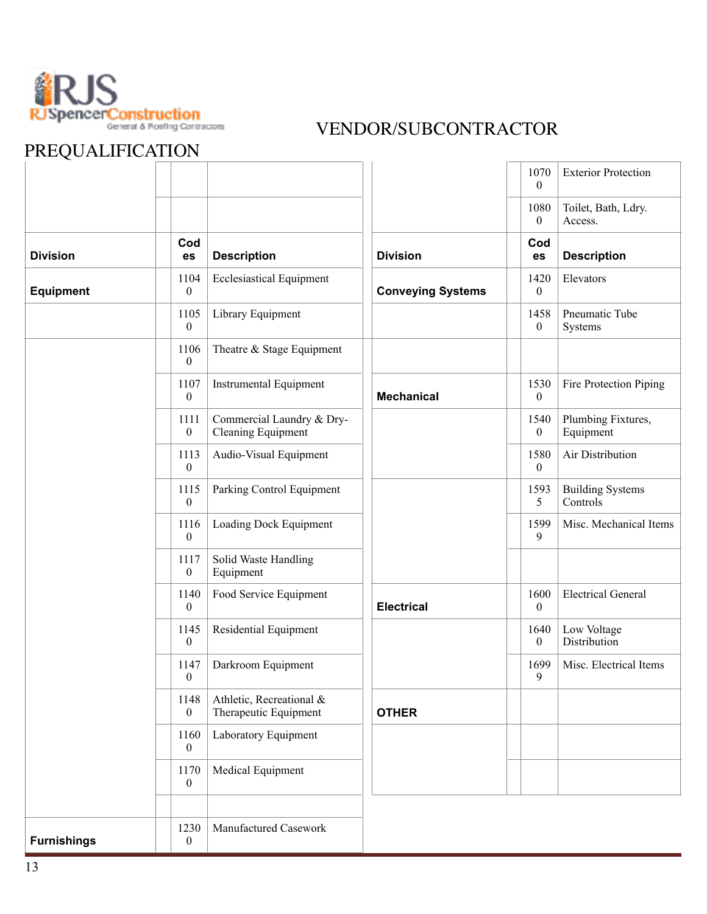RJS RJSpencerConstruction General & Roofing Contractors

# VENDOR/SUBCONTRACTOR PREQUALIFICATION

| Division | | Codes | Description | Division | | Codes | Description |
|---|---|---|---|---|---|---|---|
| | | | | | | 10700 | Exterior Protection |
| | | | | | | 10800 | Toilet, Bath, Ldry. Access. |
| **Division** | | **Codes** | **Description** | **Division** | | **Codes** | **Description** |
| **Equipment** | | 11040 | Ecclesiastical Equipment | **Conveying Systems** | | 14200 | Elevators |
| | | 11050 | Library Equipment | | | 14580 | Pneumatic Tube Systems |
| | | 11060 | Theatre & Stage Equipment | | | | |
| | | 11070 | Instrumental Equipment | **Mechanical** | | 15300 | Fire Protection Piping |
| | | 11110 | Commercial Laundry & Dry-Cleaning Equipment | | | 15400 | Plumbing Fixtures, Equipment |
| | | 11130 | Audio-Visual Equipment | | | 15800 | Air Distribution |
| | | 11150 | Parking Control Equipment | | | 15935 | Building Systems Controls |
| | | 11160 | Loading Dock Equipment | | | 15999 | Misc. Mechanical Items |
| | | 11170 | Solid Waste Handling Equipment | | | | |
| | | 11400 | Food Service Equipment | **Electrical** | | 16000 | Electrical General |
| | | 11450 | Residential Equipment | | | 16400 | Low Voltage Distribution |
| | | 11470 | Darkroom Equipment | | | 16999 | Misc. Electrical Items |
| | | 11480 | Athletic, Recreational & Therapeutic Equipment | **OTHER** | | | |
| | | 11600 | Laboratory Equipment | | | | |
| | | 11700 | Medical Equipment | | | | |
| | | | | | | | |
| **Furnishings** | | 12300 | Manufactured Casework | | | | |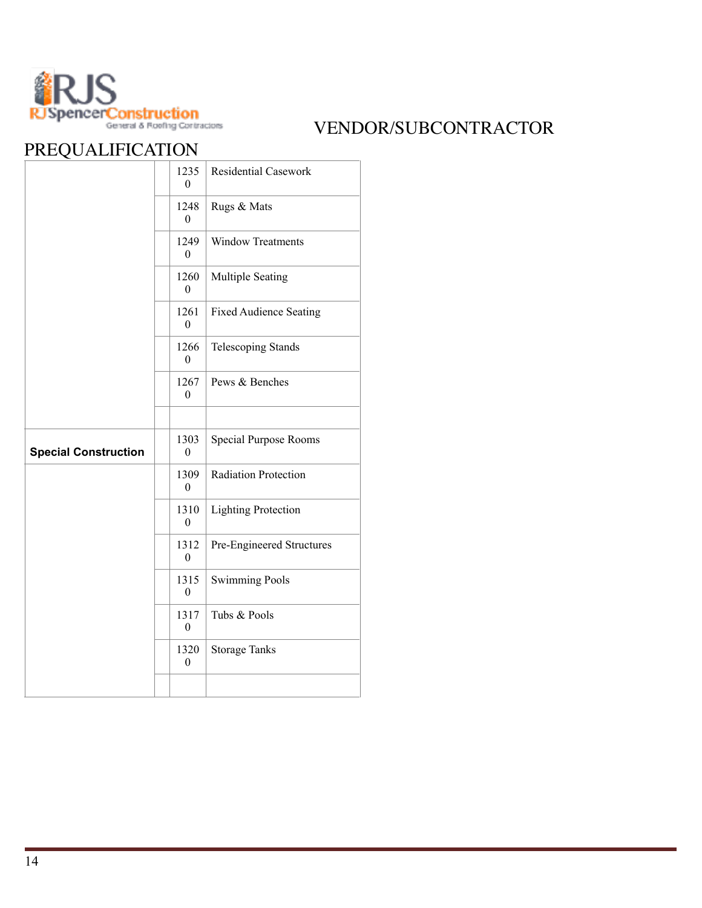RJS RJSpencerConstruction General & Roofing Contractors

VENDOR/SUBCONTRACTOR PREQUALIFICATION

| | | | |
|---|---|---|---|
| | | 12350 | Residential Casework |
| | | 12480 | Rugs & Mats |
| | | 12490 | Window Treatments |
| | | 12600 | Multiple Seating |
| | | 12610 | Fixed Audience Seating |
| | | 12660 | Telescoping Stands |
| | | 12670 | Pews & Benches |
| | | | |
| **Special Construction** | | 13030 | Special Purpose Rooms |
| | | 13090 | Radiation Protection |
| | | 13100 | Lighting Protection |
| | | 13120 | Pre-Engineered Structures |
| | | 13150 | Swimming Pools |
| | | 13170 | Tubs & Pools |
| | | 13200 | Storage Tanks |
| | | | |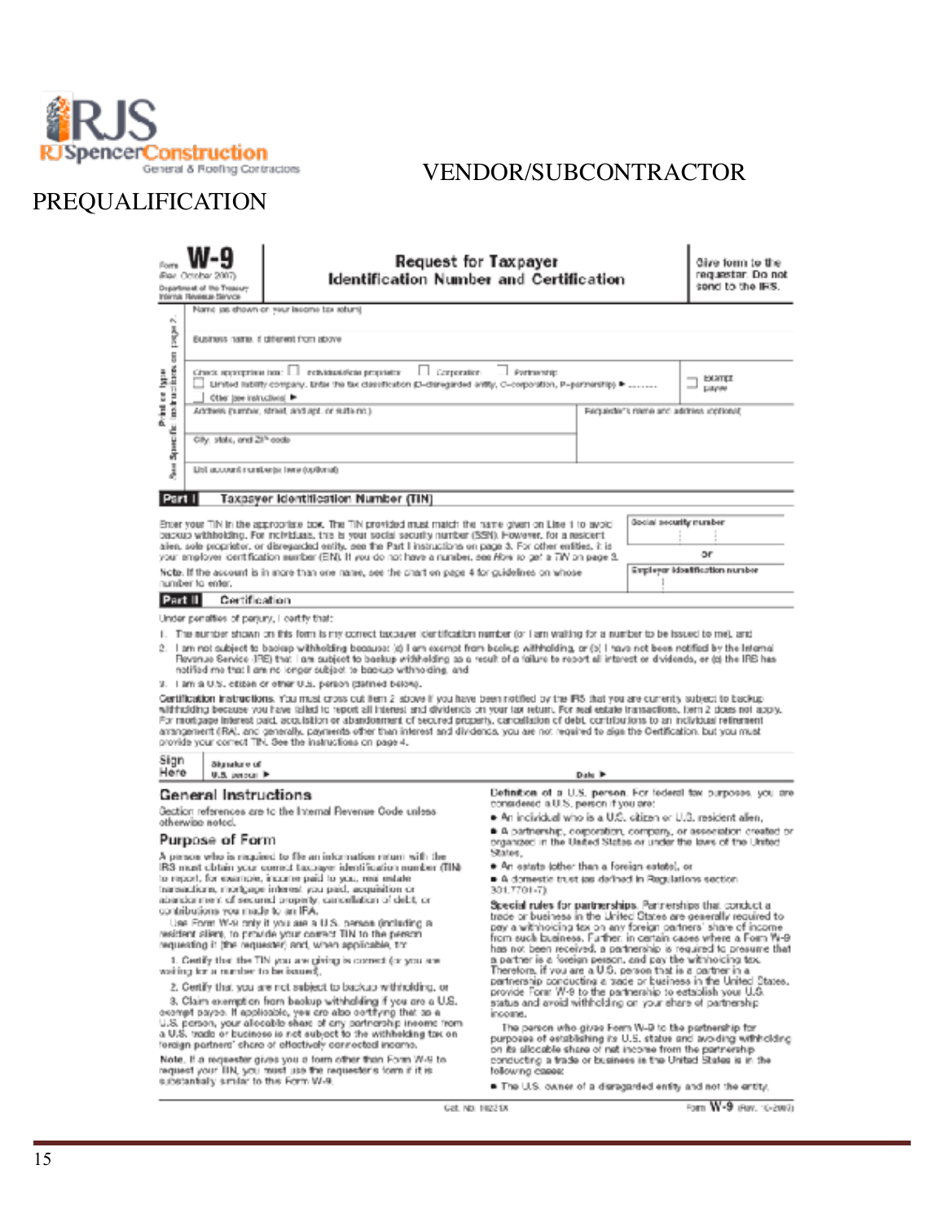RJS
RJSpencerConstruction
General & Roofing Contractors

VENDOR/SUBCONTRACTOR

PREQUALIFICATION

Form **W-9**
(Rev. October 2007)
Department of the Treasury
Internal Revenue Service

## Request for Taxpayer Identification Number and Certification

Give form to the requester. Do not send to the IRS.

Print or type
See Specific Instructions on page 2.

Name (as shown on your income tax return)

Business name, if different from above

Check appropriate box: ☐ Individual/Sole proprietor ☐ Corporation ☐ Partnership
☐ Limited liability company. Enter the tax classification (D=disregarded entity, C=corporation, P=partnership) ▶ ........
☐ Other (see instructions) ▶
☐ Exempt payee

Address (number, street, and apt. or suite no.)

Requester's name and address (optional)

City, state, and ZIP code

List account number(s) here (optional)

**Part I** **Taxpayer Identification Number (TIN)**

Enter your TIN in the appropriate box. The TIN provided must match the name given on Line 1 to avoid backup withholding. For individuals, this is your social security number (SSN). However, for a resident alien, sole proprietor, or disregarded entity, see the Part I instructions on page 3. For other entities, it is your employer identification number (EIN). If you do not have a number, see How to get a TIN on page 3.

**Note.** If the account is in more than one name, see the chart on page 4 for guidelines on whose number to enter.

Social security number

or

Employer identification number

**Part II** **Certification**

Under penalties of perjury, I certify that:

1. The number shown on this form is my correct taxpayer identification number (or I am waiting for a number to be issued to me), and
2. I am not subject to backup withholding because: (a) I am exempt from backup withholding, or (b) I have not been notified by the Internal Revenue Service (IRS) that I am subject to backup withholding as a result of a failure to report all interest or dividends, or (c) the IRS has notified me that I am no longer subject to backup withholding, and
3. I am a U.S. citizen or other U.S. person (defined below).

**Certification instructions.** You must cross out item 2 above if you have been notified by the IRS that you are currently subject to backup withholding because you have failed to report all interest and dividends on your tax return. For real estate transactions, item 2 does not apply. For mortgage interest paid, acquisition or abandonment of secured property, cancellation of debt, contributions to an individual retirement arrangement (IRA), and generally, payments other than interest and dividends, you are not required to sign the Certification, but you must provide your correct TIN. See the instructions on page 4.

**Sign Here** Signature of U.S. person ▶ Date ▶

## General Instructions

Section references are to the Internal Revenue Code unless otherwise noted.

### Purpose of Form

A person who is required to file an information return with the IRS must obtain your correct taxpayer identification number (TIN) to report, for example, income paid to you, real estate transactions, mortgage interest you paid, acquisition or abandonment of secured property, cancellation of debt, or contributions you made to an IRA.

Use Form W-9 only if you are a U.S. person (including a resident alien), to provide your correct TIN to the person requesting it (the requester) and, when applicable, to:

1. Certify that the TIN you are giving is correct (or you are waiting for a number to be issued),

2. Certify that you are not subject to backup withholding, or

3. Claim exemption from backup withholding if you are a U.S. exempt payee. If applicable, you are also certifying that as a U.S. person, your allocable share of any partnership income from a U.S. trade or business is not subject to the withholding tax on foreign partners' share of effectively connected income.

**Note.** If a requester gives you a form other than Form W-9 to request your TIN, you must use the requester's form if it is substantially similar to this Form W-9.

**Definition of a U.S. person.** For federal tax purposes, you are considered a U.S. person if you are:

- An individual who is a U.S. citizen or U.S. resident alien,
- A partnership, corporation, company, or association created or organized in the United States or under the laws of the United States,
- An estate (other than a foreign estate), or
- A domestic trust (as defined in Regulations section 301.7701-7).

**Special rules for partnerships.** Partnerships that conduct a trade or business in the United States are generally required to pay a withholding tax on any foreign partners' share of income from such business. Further, in certain cases where a Form W-9 has not been received, a partnership is required to presume that a partner is a foreign person, and pay the withholding tax. Therefore, if you are a U.S. person that is a partner in a partnership conducting a trade or business in the United States, provide Form W-9 to the partnership to establish your U.S. status and avoid withholding on your share of partnership income.

The person who gives Form W-9 to the partnership for purposes of establishing its U.S. status and avoiding withholding on its allocable share of net income from the partnership conducting a trade or business in the United States is in the following cases:

- The U.S. owner of a disregarded entity and not the entity,

Cat. No. 10231X

Form **W-9** (Rev. 10-2007)